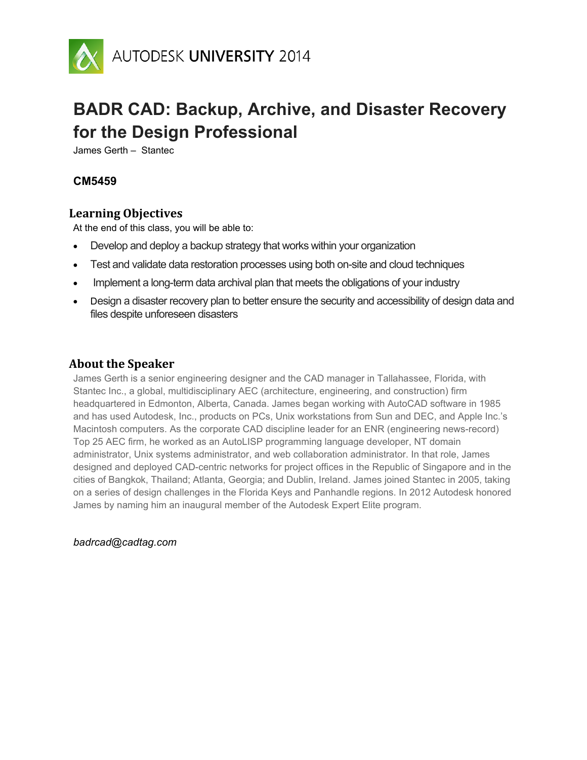AUTODESK UNIVERSITY 2014

# BADR CAD: Backup, Archive, and Disaster Recovery for the Design Professional

James Gerth – Stantec

**CM5459**

## Learning Objectives

At the end of this class, you will be able to:

- Develop and deploy a backup strategy that works within your organization
- Test and validate data restoration processes using both on-site and cloud techniques
- Implement a long-term data archival plan that meets the obligations of your industry
- Design a disaster recovery plan to better ensure the security and accessibility of design data and files despite unforeseen disasters

## About the Speaker

James Gerth is a senior engineering designer and the CAD manager in Tallahassee, Florida, with Stantec Inc., a global, multidisciplinary AEC (architecture, engineering, and construction) firm headquartered in Edmonton, Alberta, Canada. James began working with AutoCAD software in 1985 and has used Autodesk, Inc., products on PCs, Unix workstations from Sun and DEC, and Apple Inc.'s Macintosh computers. As the corporate CAD discipline leader for an ENR (engineering news-record) Top 25 AEC firm, he worked as an AutoLISP programming language developer, NT domain administrator, Unix systems administrator, and web collaboration administrator. In that role, James designed and deployed CAD-centric networks for project offices in the Republic of Singapore and in the cities of Bangkok, Thailand; Atlanta, Georgia; and Dublin, Ireland. James joined Stantec in 2005, taking on a series of design challenges in the Florida Keys and Panhandle regions. In 2012 Autodesk honored James by naming him an inaugural member of the Autodesk Expert Elite program.

*badrcad@cadtag.com*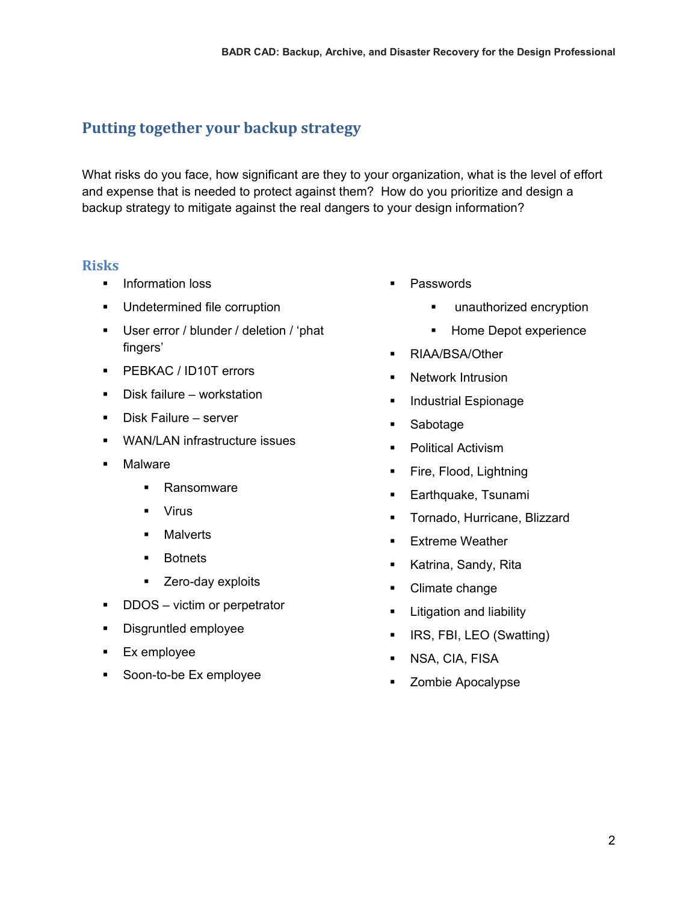## Putting together your backup strategy

What risks do you face, how significant are they to your organization, what is the level of effort and expense that is needed to protect against them? How do you prioritize and design a backup strategy to mitigate against the real dangers to your design information?

### Risks

- Information loss
- Undetermined file corruption
- User error / blunder / deletion / 'phat fingers'
- PEBKAC / ID10T errors
- Disk failure – workstation
- Disk Failure – server
- WAN/LAN infrastructure issues
- Malware
    - Ransomware
    - Virus
    - Malverts
    - Botnets
    - Zero-day exploits
- DDOS – victim or perpetrator
- Disgruntled employee
- Ex employee
- Soon-to-be Ex employee
- Passwords
    - unauthorized encryption
    - Home Depot experience
- RIAA/BSA/Other
- Network Intrusion
- Industrial Espionage
- Sabotage
- Political Activism
- Fire, Flood, Lightning
- Earthquake, Tsunami
- Tornado, Hurricane, Blizzard
- Extreme Weather
- Katrina, Sandy, Rita
- Climate change
- Litigation and liability
- IRS, FBI, LEO (Swatting)
- NSA, CIA, FISA
- Zombie Apocalypse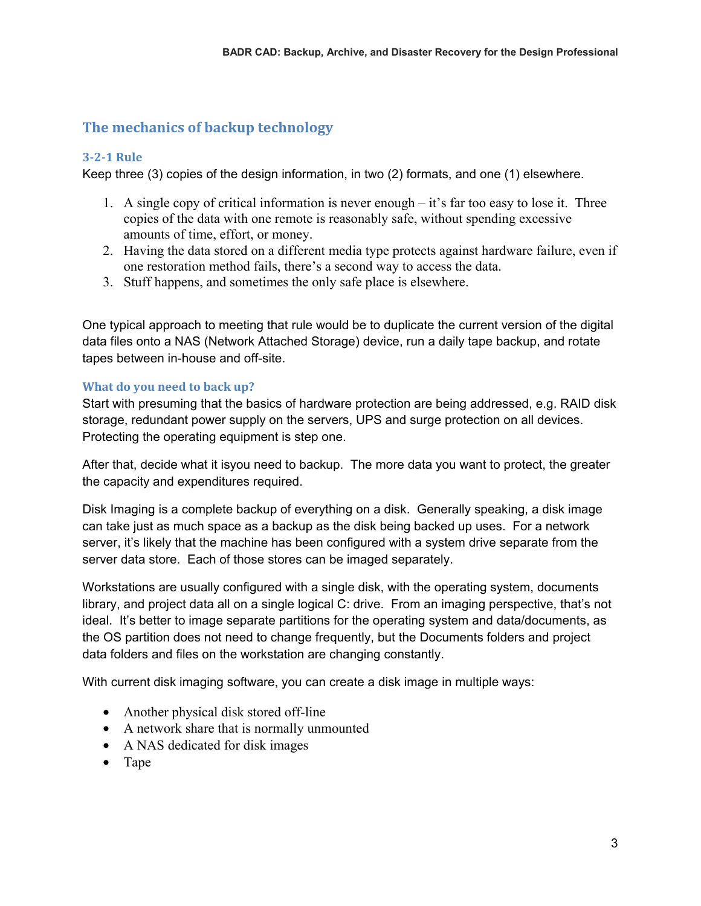## The mechanics of backup technology

### 3-2-1 Rule

Keep three (3) copies of the design information, in two (2) formats, and one (1) elsewhere.

1. A single copy of critical information is never enough – it's far too easy to lose it. Three copies of the data with one remote is reasonably safe, without spending excessive amounts of time, effort, or money.
2. Having the data stored on a different media type protects against hardware failure, even if one restoration method fails, there's a second way to access the data.
3. Stuff happens, and sometimes the only safe place is elsewhere.

One typical approach to meeting that rule would be to duplicate the current version of the digital data files onto a NAS (Network Attached Storage) device, run a daily tape backup, and rotate tapes between in-house and off-site.

### What do you need to back up?

Start with presuming that the basics of hardware protection are being addressed, e.g. RAID disk storage, redundant power supply on the servers, UPS and surge protection on all devices. Protecting the operating equipment is step one.

After that, decide what it isyou need to backup. The more data you want to protect, the greater the capacity and expenditures required.

Disk Imaging is a complete backup of everything on a disk. Generally speaking, a disk image can take just as much space as a backup as the disk being backed up uses. For a network server, it's likely that the machine has been configured with a system drive separate from the server data store. Each of those stores can be imaged separately.

Workstations are usually configured with a single disk, with the operating system, documents library, and project data all on a single logical C: drive. From an imaging perspective, that's not ideal. It's better to image separate partitions for the operating system and data/documents, as the OS partition does not need to change frequently, but the Documents folders and project data folders and files on the workstation are changing constantly.

With current disk imaging software, you can create a disk image in multiple ways:

- Another physical disk stored off-line
- A network share that is normally unmounted
- A NAS dedicated for disk images
- Tape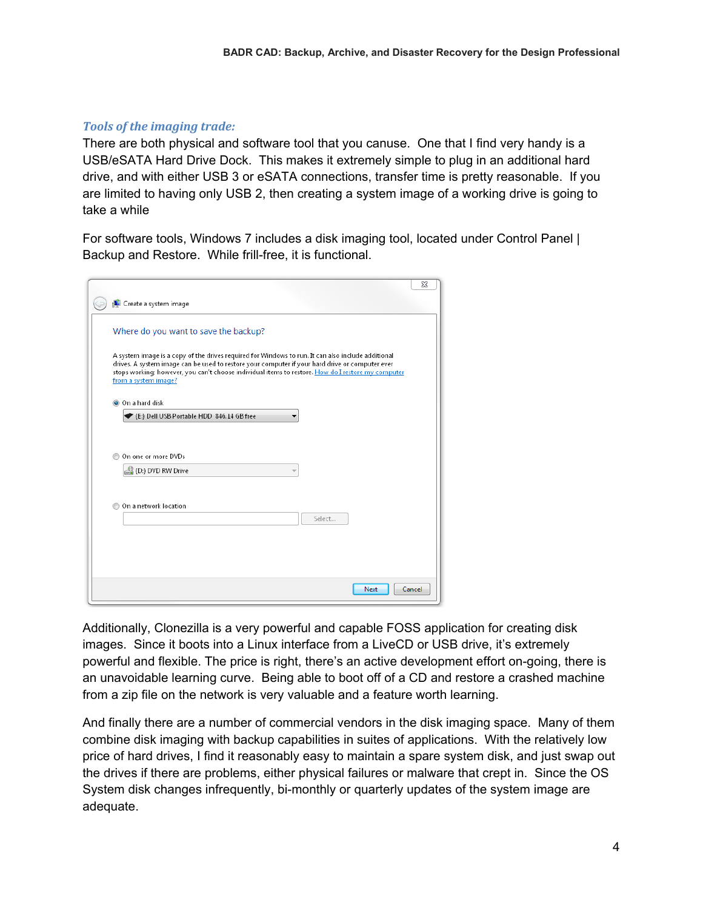### *Tools of the imaging trade:*

There are both physical and software tool that you canuse. One that I find very handy is a USB/eSATA Hard Drive Dock. This makes it extremely simple to plug in an additional hard drive, and with either USB 3 or eSATA connections, transfer time is pretty reasonable. If you are limited to having only USB 2, then creating a system image of a working drive is going to take a while

For software tools, Windows 7 includes a disk imaging tool, located under Control Panel | Backup and Restore. While frill-free, it is functional.

Additionally, Clonezilla is a very powerful and capable FOSS application for creating disk images. Since it boots into a Linux interface from a LiveCD or USB drive, it's extremely powerful and flexible. The price is right, there's an active development effort on-going, there is an unavoidable learning curve. Being able to boot off of a CD and restore a crashed machine from a zip file on the network is very valuable and a feature worth learning.

And finally there are a number of commercial vendors in the disk imaging space. Many of them combine disk imaging with backup capabilities in suites of applications. With the relatively low price of hard drives, I find it reasonably easy to maintain a spare system disk, and just swap out the drives if there are problems, either physical failures or malware that crept in. Since the OS System disk changes infrequently, bi-monthly or quarterly updates of the system image are adequate.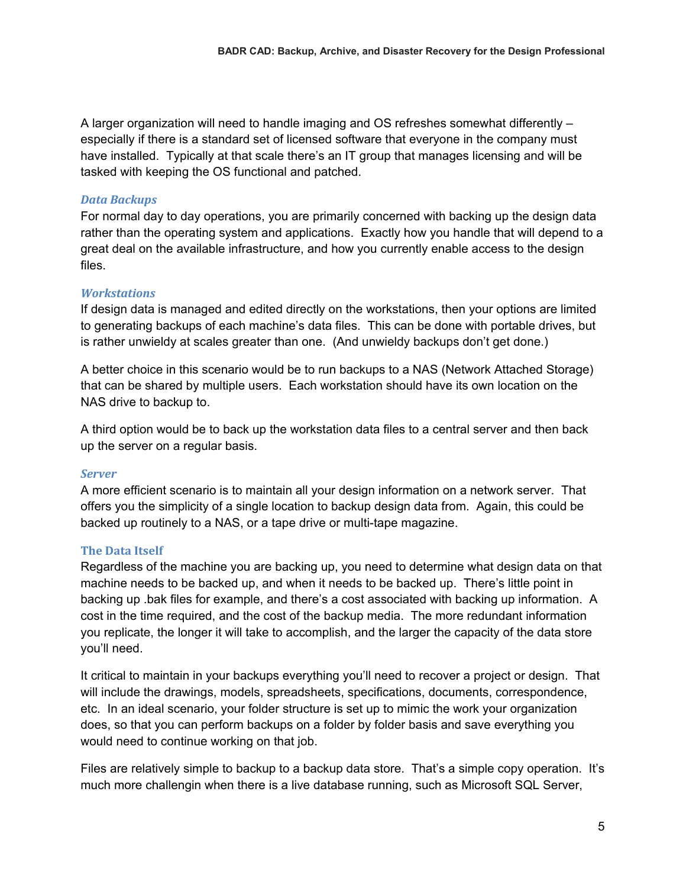A larger organization will need to handle imaging and OS refreshes somewhat differently – especially if there is a standard set of licensed software that everyone in the company must have installed. Typically at that scale there's an IT group that manages licensing and will be tasked with keeping the OS functional and patched.

### *Data Backups*

For normal day to day operations, you are primarily concerned with backing up the design data rather than the operating system and applications. Exactly how you handle that will depend to a great deal on the available infrastructure, and how you currently enable access to the design files.

#### *Workstations*

If design data is managed and edited directly on the workstations, then your options are limited to generating backups of each machine's data files. This can be done with portable drives, but is rather unwieldy at scales greater than one. (And unwieldy backups don't get done.)

A better choice in this scenario would be to run backups to a NAS (Network Attached Storage) that can be shared by multiple users. Each workstation should have its own location on the NAS drive to backup to.

A third option would be to back up the workstation data files to a central server and then back up the server on a regular basis.

#### *Server*

A more efficient scenario is to maintain all your design information on a network server. That offers you the simplicity of a single location to backup design data from. Again, this could be backed up routinely to a NAS, or a tape drive or multi-tape magazine.

### The Data Itself

Regardless of the machine you are backing up, you need to determine what design data on that machine needs to be backed up, and when it needs to be backed up. There's little point in backing up .bak files for example, and there's a cost associated with backing up information. A cost in the time required, and the cost of the backup media. The more redundant information you replicate, the longer it will take to accomplish, and the larger the capacity of the data store you'll need.

It critical to maintain in your backups everything you'll need to recover a project or design. That will include the drawings, models, spreadsheets, specifications, documents, correspondence, etc. In an ideal scenario, your folder structure is set up to mimic the work your organization does, so that you can perform backups on a folder by folder basis and save everything you would need to continue working on that job.

Files are relatively simple to backup to a backup data store. That's a simple copy operation. It's much more challengin when there is a live database running, such as Microsoft SQL Server,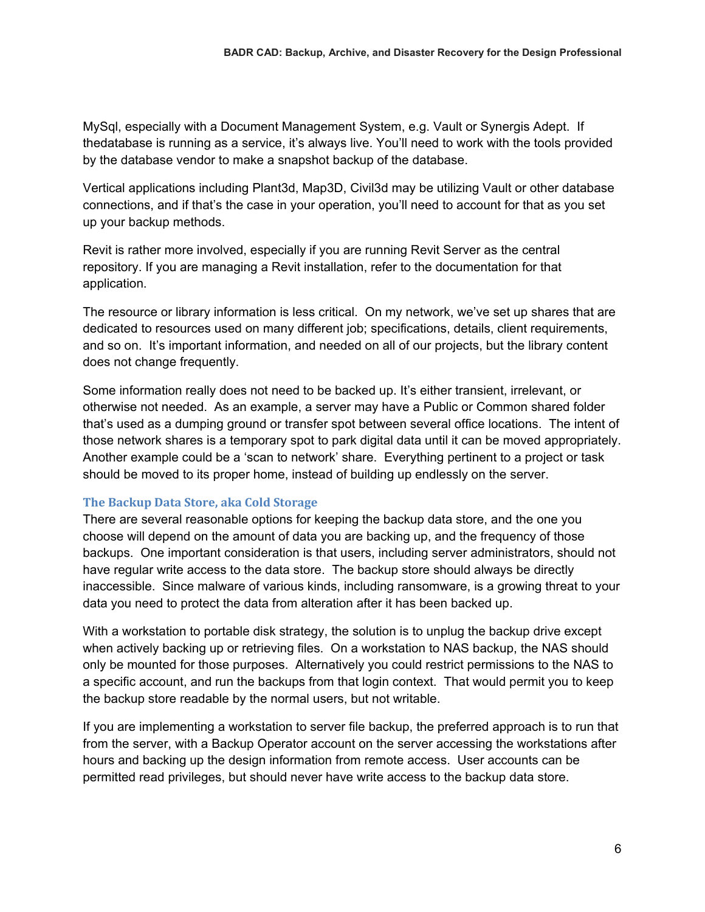MySql, especially with a Document Management System, e.g. Vault or Synergis Adept. If thedatabase is running as a service, it's always live. You'll need to work with the tools provided by the database vendor to make a snapshot backup of the database.

Vertical applications including Plant3d, Map3D, Civil3d may be utilizing Vault or other database connections, and if that's the case in your operation, you'll need to account for that as you set up your backup methods.

Revit is rather more involved, especially if you are running Revit Server as the central repository. If you are managing a Revit installation, refer to the documentation for that application.

The resource or library information is less critical. On my network, we've set up shares that are dedicated to resources used on many different job; specifications, details, client requirements, and so on. It's important information, and needed on all of our projects, but the library content does not change frequently.

Some information really does not need to be backed up. It's either transient, irrelevant, or otherwise not needed. As an example, a server may have a Public or Common shared folder that's used as a dumping ground or transfer spot between several office locations. The intent of those network shares is a temporary spot to park digital data until it can be moved appropriately. Another example could be a 'scan to network' share. Everything pertinent to a project or task should be moved to its proper home, instead of building up endlessly on the server.

### The Backup Data Store, aka Cold Storage

There are several reasonable options for keeping the backup data store, and the one you choose will depend on the amount of data you are backing up, and the frequency of those backups. One important consideration is that users, including server administrators, should not have regular write access to the data store. The backup store should always be directly inaccessible. Since malware of various kinds, including ransomware, is a growing threat to your data you need to protect the data from alteration after it has been backed up.

With a workstation to portable disk strategy, the solution is to unplug the backup drive except when actively backing up or retrieving files. On a workstation to NAS backup, the NAS should only be mounted for those purposes. Alternatively you could restrict permissions to the NAS to a specific account, and run the backups from that login context. That would permit you to keep the backup store readable by the normal users, but not writable.

If you are implementing a workstation to server file backup, the preferred approach is to run that from the server, with a Backup Operator account on the server accessing the workstations after hours and backing up the design information from remote access. User accounts can be permitted read privileges, but should never have write access to the backup data store.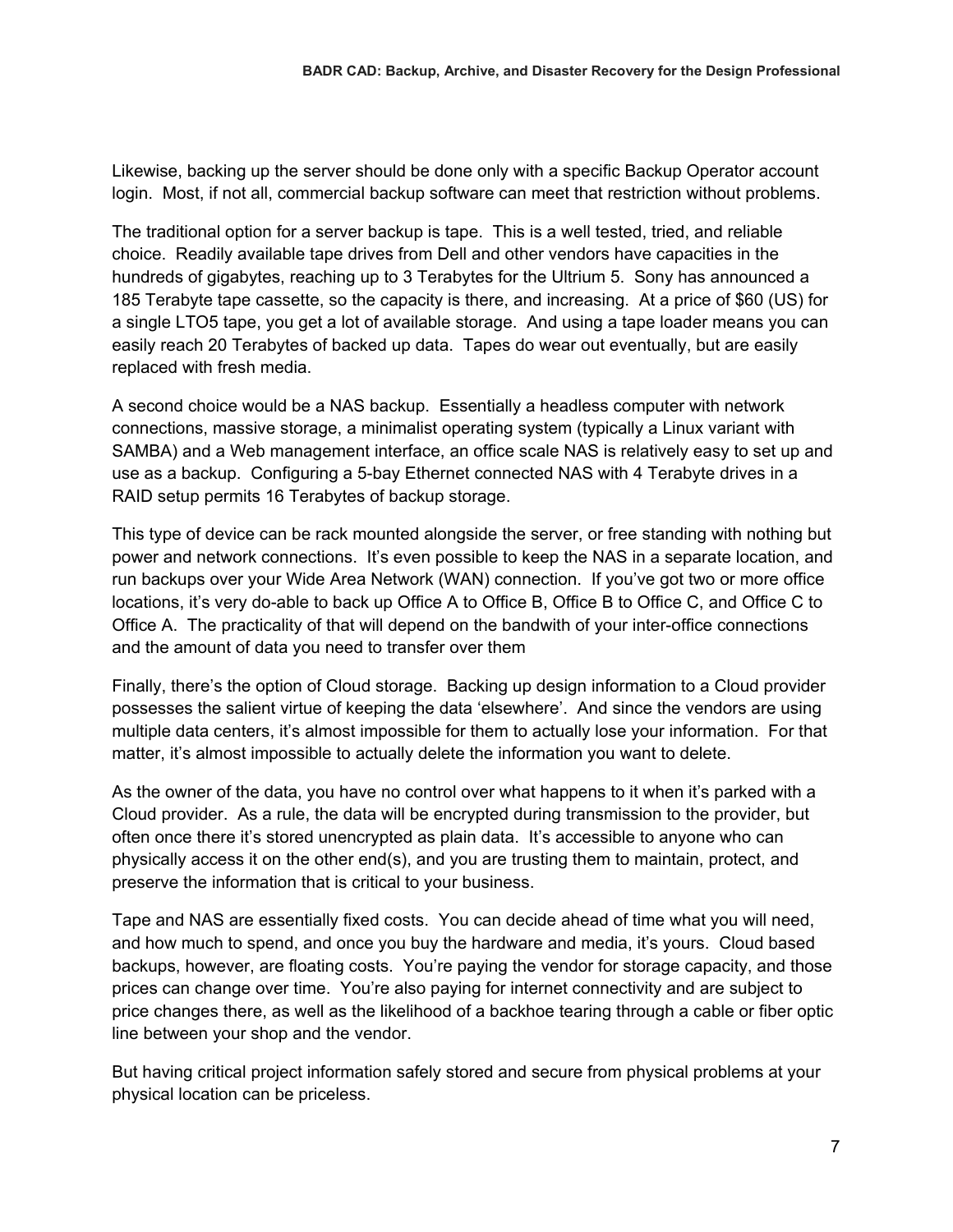Likewise, backing up the server should be done only with a specific Backup Operator account login. Most, if not all, commercial backup software can meet that restriction without problems.

The traditional option for a server backup is tape. This is a well tested, tried, and reliable choice. Readily available tape drives from Dell and other vendors have capacities in the hundreds of gigabytes, reaching up to 3 Terabytes for the Ultrium 5. Sony has announced a 185 Terabyte tape cassette, so the capacity is there, and increasing. At a price of $60 (US) for a single LTO5 tape, you get a lot of available storage. And using a tape loader means you can easily reach 20 Terabytes of backed up data. Tapes do wear out eventually, but are easily replaced with fresh media.

A second choice would be a NAS backup. Essentially a headless computer with network connections, massive storage, a minimalist operating system (typically a Linux variant with SAMBA) and a Web management interface, an office scale NAS is relatively easy to set up and use as a backup. Configuring a 5-bay Ethernet connected NAS with 4 Terabyte drives in a RAID setup permits 16 Terabytes of backup storage.

This type of device can be rack mounted alongside the server, or free standing with nothing but power and network connections. It's even possible to keep the NAS in a separate location, and run backups over your Wide Area Network (WAN) connection. If you've got two or more office locations, it's very do-able to back up Office A to Office B, Office B to Office C, and Office C to Office A. The practicality of that will depend on the bandwith of your inter-office connections and the amount of data you need to transfer over them

Finally, there's the option of Cloud storage. Backing up design information to a Cloud provider possesses the salient virtue of keeping the data 'elsewhere'. And since the vendors are using multiple data centers, it's almost impossible for them to actually lose your information. For that matter, it's almost impossible to actually delete the information you want to delete.

As the owner of the data, you have no control over what happens to it when it's parked with a Cloud provider. As a rule, the data will be encrypted during transmission to the provider, but often once there it's stored unencrypted as plain data. It's accessible to anyone who can physically access it on the other end(s), and you are trusting them to maintain, protect, and preserve the information that is critical to your business.

Tape and NAS are essentially fixed costs. You can decide ahead of time what you will need, and how much to spend, and once you buy the hardware and media, it's yours. Cloud based backups, however, are floating costs. You're paying the vendor for storage capacity, and those prices can change over time. You're also paying for internet connectivity and are subject to price changes there, as well as the likelihood of a backhoe tearing through a cable or fiber optic line between your shop and the vendor.

But having critical project information safely stored and secure from physical problems at your physical location can be priceless.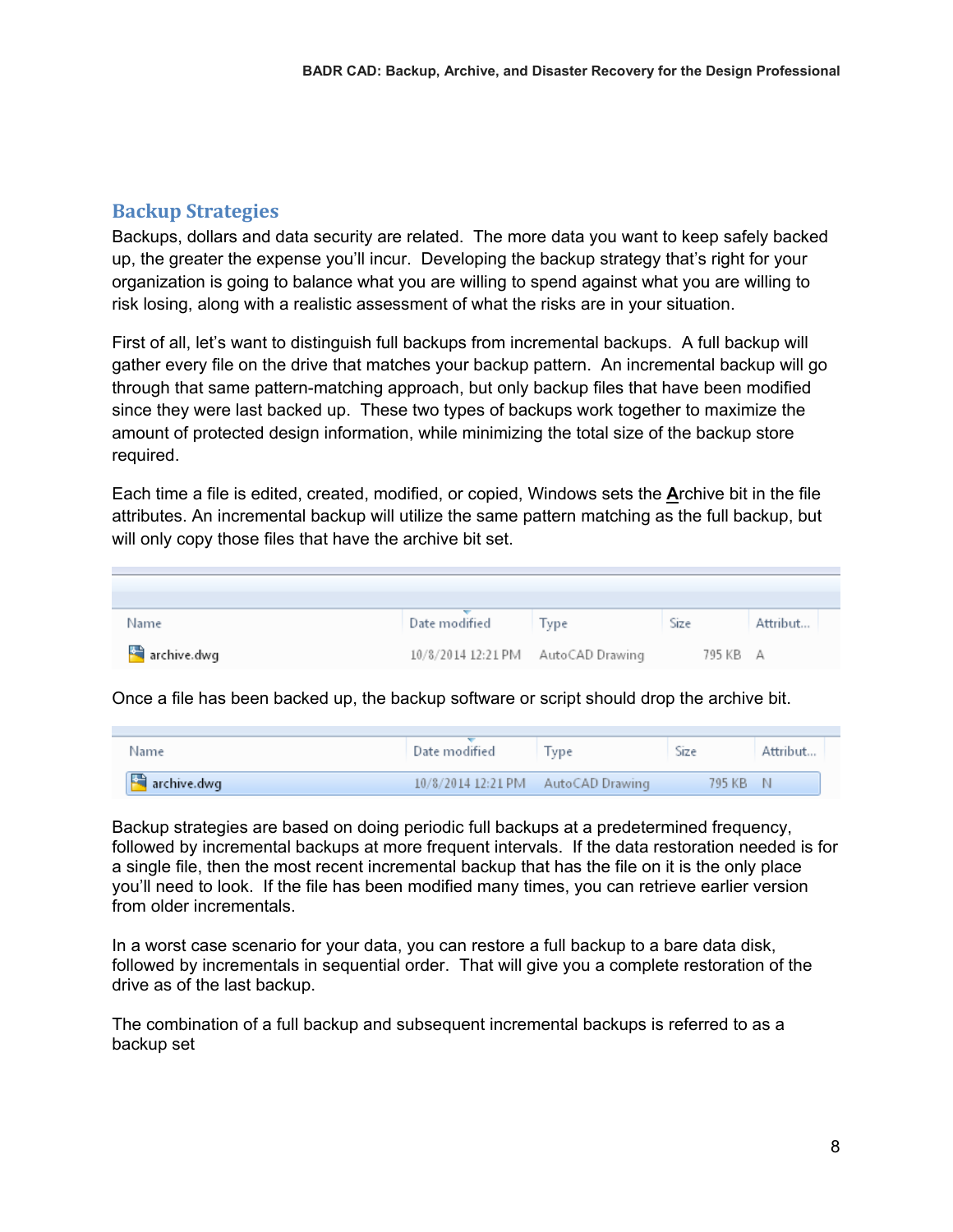## Backup Strategies

Backups, dollars and data security are related. The more data you want to keep safely backed up, the greater the expense you'll incur. Developing the backup strategy that's right for your organization is going to balance what you are willing to spend against what you are willing to risk losing, along with a realistic assessment of what the risks are in your situation.

First of all, let's want to distinguish full backups from incremental backups. A full backup will gather every file on the drive that matches your backup pattern. An incremental backup will go through that same pattern-matching approach, but only backup files that have been modified since they were last backed up. These two types of backups work together to maximize the amount of protected design information, while minimizing the total size of the backup store required.

Each time a file is edited, created, modified, or copied, Windows sets the **A**rchive bit in the file attributes. An incremental backup will utilize the same pattern matching as the full backup, but will only copy those files that have the archive bit set.

| Name | Date modified | Type | Size | Attribut... |
|---|---|---|---|---|
| archive.dwg | 10/8/2014 12:21 PM | AutoCAD Drawing | 795 KB | A |

Once a file has been backed up, the backup software or script should drop the archive bit.

| Name | Date modified | Type | Size | Attribut... |
|---|---|---|---|---|
| archive.dwg | 10/8/2014 12:21 PM | AutoCAD Drawing | 795 KB | N |

Backup strategies are based on doing periodic full backups at a predetermined frequency, followed by incremental backups at more frequent intervals. If the data restoration needed is for a single file, then the most recent incremental backup that has the file on it is the only place you'll need to look. If the file has been modified many times, you can retrieve earlier version from older incrementals.

In a worst case scenario for your data, you can restore a full backup to a bare data disk, followed by incrementals in sequential order. That will give you a complete restoration of the drive as of the last backup.

The combination of a full backup and subsequent incremental backups is referred to as a backup set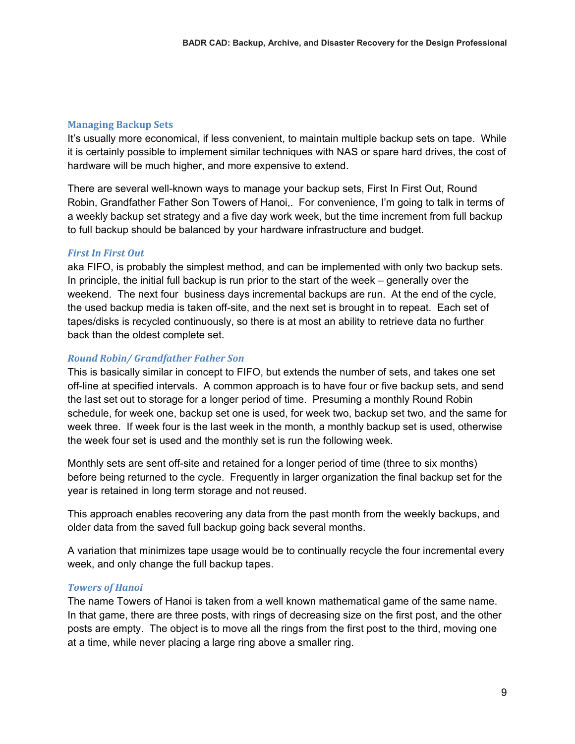## Managing Backup Sets

It's usually more economical, if less convenient, to maintain multiple backup sets on tape. While it is certainly possible to implement similar techniques with NAS or spare hard drives, the cost of hardware will be much higher, and more expensive to extend.

There are several well-known ways to manage your backup sets, First In First Out, Round Robin, Grandfather Father Son Towers of Hanoi,. For convenience, I'm going to talk in terms of a weekly backup set strategy and a five day work week, but the time increment from full backup to full backup should be balanced by your hardware infrastructure and budget.

### *First In First Out*

aka FIFO, is probably the simplest method, and can be implemented with only two backup sets. In principle, the initial full backup is run prior to the start of the week – generally over the weekend. The next four business days incremental backups are run. At the end of the cycle, the used backup media is taken off-site, and the next set is brought in to repeat. Each set of tapes/disks is recycled continuously, so there is at most an ability to retrieve data no further back than the oldest complete set.

### *Round Robin/ Grandfather Father Son*

This is basically similar in concept to FIFO, but extends the number of sets, and takes one set off-line at specified intervals. A common approach is to have four or five backup sets, and send the last set out to storage for a longer period of time. Presuming a monthly Round Robin schedule, for week one, backup set one is used, for week two, backup set two, and the same for week three. If week four is the last week in the month, a monthly backup set is used, otherwise the week four set is used and the monthly set is run the following week.

Monthly sets are sent off-site and retained for a longer period of time (three to six months) before being returned to the cycle. Frequently in larger organization the final backup set for the year is retained in long term storage and not reused.

This approach enables recovering any data from the past month from the weekly backups, and older data from the saved full backup going back several months.

A variation that minimizes tape usage would be to continually recycle the four incremental every week, and only change the full backup tapes.

### *Towers of Hanoi*

The name Towers of Hanoi is taken from a well known mathematical game of the same name. In that game, there are three posts, with rings of decreasing size on the first post, and the other posts are empty. The object is to move all the rings from the first post to the third, moving one at a time, while never placing a large ring above a smaller ring.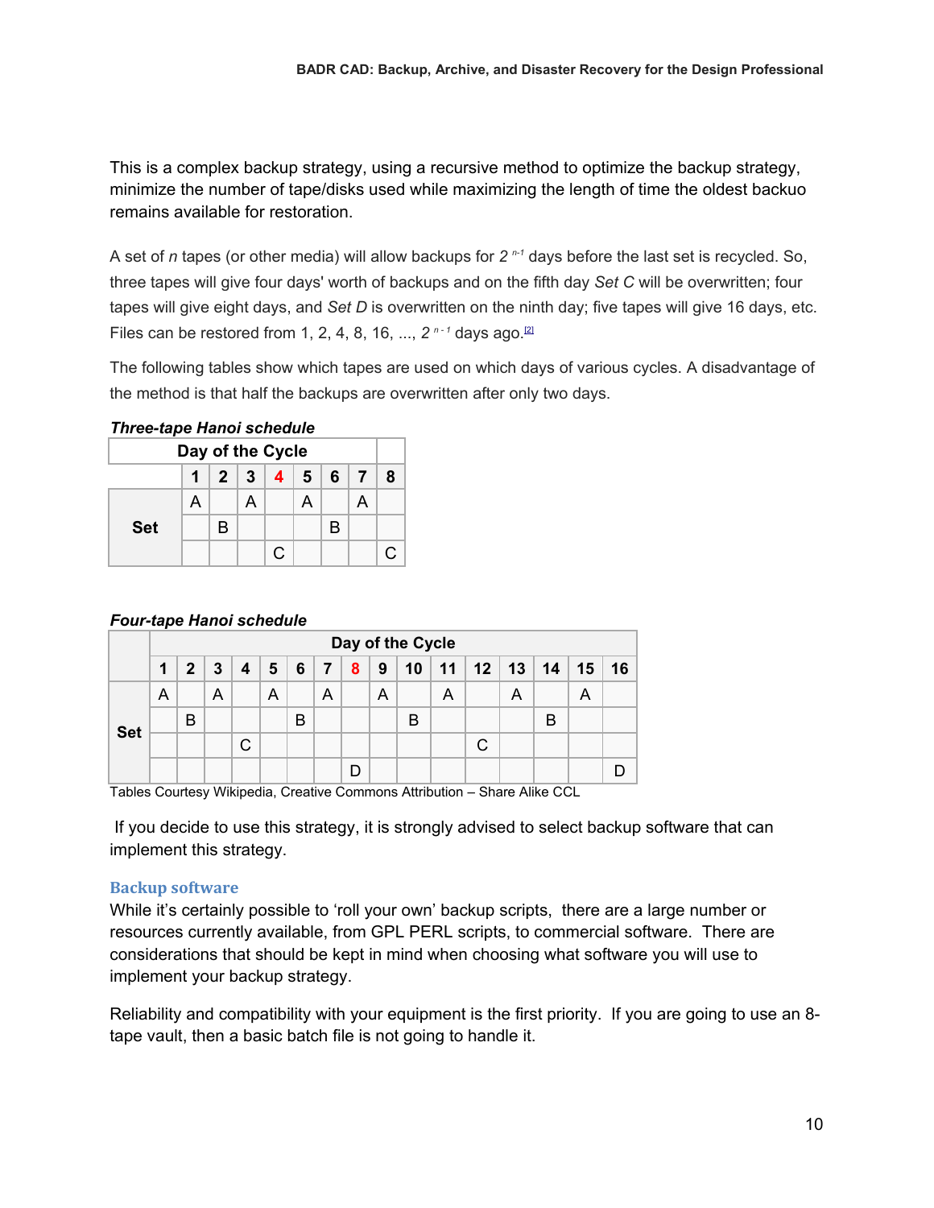This is a complex backup strategy, using a recursive method to optimize the backup strategy, minimize the number of tape/disks used while maximizing the length of time the oldest backuo remains available for restoration.

A set of *n* tapes (or other media) will allow backups for $2^{n-1}$ days before the last set is recycled. So, three tapes will give four days' worth of backups and on the fifth day *Set C* will be overwritten; four tapes will give eight days, and *Set D* is overwritten on the ninth day; five tapes will give 16 days, etc. Files can be restored from 1, 2, 4, 8, 16, ..., $2^{n-1}$ days ago.[2]

The following tables show which tapes are used on which days of various cycles. A disadvantage of the method is that half the backups are overwritten after only two days.

***Three-tape Hanoi schedule***

| | Day of the Cycle | | | | | | | |
|---|---|---|---|---|---|---|---|---|
| | 1 | 2 | 3 | 4 | 5 | 6 | 7 | 8 |
| **Set** | A | | A | | A | | A | |
| | | B | | | | B | | |
| | | | | C | | | | C |

***Four-tape Hanoi schedule***

| | Day of the Cycle | | | | | | | | | | | | | | | |
|---|---|---|---|---|---|---|---|---|---|---|---|---|---|---|---|---|
| | 1 | 2 | 3 | 4 | 5 | 6 | 7 | 8 | 9 | 10 | 11 | 12 | 13 | 14 | 15 | 16 |
| **Set** | A | | A | | A | | A | | A | | A | | A | | A | |
| | | B | | | | B | | | | B | | | | B | | |
| | | | | C | | | | | | | | C | | | | |
| | | | | | | | | D | | | | | | | | D |

Tables Courtesy Wikipedia, Creative Commons Attribution – Share Alike CCL

If you decide to use this strategy, it is strongly advised to select backup software that can implement this strategy.

### Backup software

While it's certainly possible to 'roll your own' backup scripts, there are a large number or resources currently available, from GPL PERL scripts, to commercial software. There are considerations that should be kept in mind when choosing what software you will use to implement your backup strategy.

Reliability and compatibility with your equipment is the first priority. If you are going to use an 8-tape vault, then a basic batch file is not going to handle it.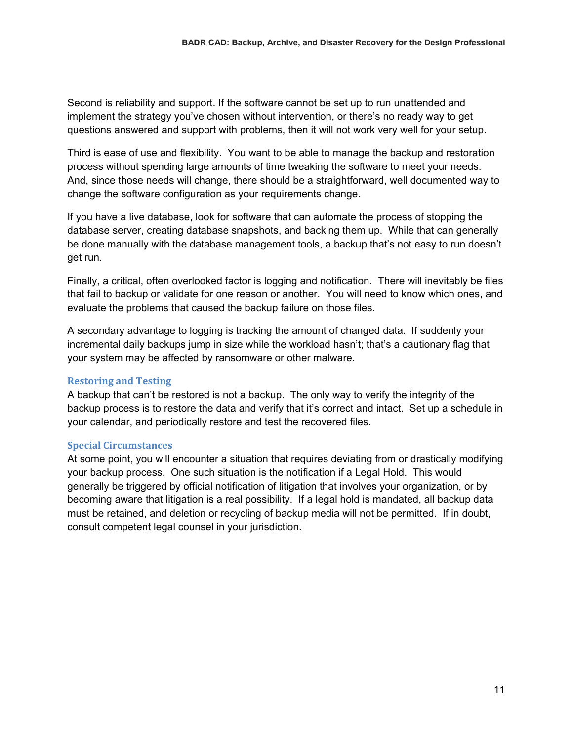Second is reliability and support. If the software cannot be set up to run unattended and implement the strategy you've chosen without intervention, or there's no ready way to get questions answered and support with problems, then it will not work very well for your setup.

Third is ease of use and flexibility. You want to be able to manage the backup and restoration process without spending large amounts of time tweaking the software to meet your needs. And, since those needs will change, there should be a straightforward, well documented way to change the software configuration as your requirements change.

If you have a live database, look for software that can automate the process of stopping the database server, creating database snapshots, and backing them up. While that can generally be done manually with the database management tools, a backup that's not easy to run doesn't get run.

Finally, a critical, often overlooked factor is logging and notification. There will inevitably be files that fail to backup or validate for one reason or another. You will need to know which ones, and evaluate the problems that caused the backup failure on those files.

A secondary advantage to logging is tracking the amount of changed data. If suddenly your incremental daily backups jump in size while the workload hasn't; that's a cautionary flag that your system may be affected by ransomware or other malware.

### Restoring and Testing

A backup that can't be restored is not a backup. The only way to verify the integrity of the backup process is to restore the data and verify that it's correct and intact. Set up a schedule in your calendar, and periodically restore and test the recovered files.

### Special Circumstances

At some point, you will encounter a situation that requires deviating from or drastically modifying your backup process. One such situation is the notification if a Legal Hold. This would generally be triggered by official notification of litigation that involves your organization, or by becoming aware that litigation is a real possibility. If a legal hold is mandated, all backup data must be retained, and deletion or recycling of backup media will not be permitted. If in doubt, consult competent legal counsel in your jurisdiction.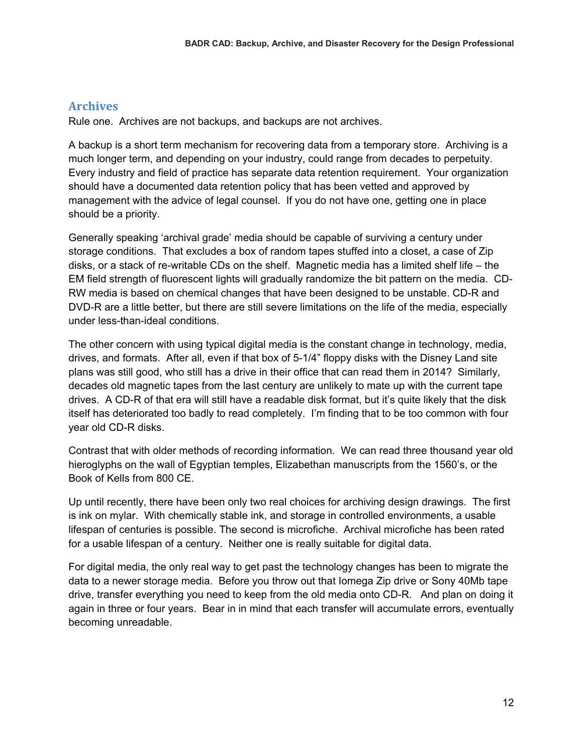## Archives

Rule one. Archives are not backups, and backups are not archives.

A backup is a short term mechanism for recovering data from a temporary store. Archiving is a much longer term, and depending on your industry, could range from decades to perpetuity. Every industry and field of practice has separate data retention requirement. Your organization should have a documented data retention policy that has been vetted and approved by management with the advice of legal counsel. If you do not have one, getting one in place should be a priority.

Generally speaking 'archival grade' media should be capable of surviving a century under storage conditions. That excludes a box of random tapes stuffed into a closet, a case of Zip disks, or a stack of re-writable CDs on the shelf. Magnetic media has a limited shelf life – the EM field strength of fluorescent lights will gradually randomize the bit pattern on the media. CD-RW media is based on chemical changes that have been designed to be unstable. CD-R and DVD-R are a little better, but there are still severe limitations on the life of the media, especially under less-than-ideal conditions.

The other concern with using typical digital media is the constant change in technology, media, drives, and formats. After all, even if that box of 5-1/4" floppy disks with the Disney Land site plans was still good, who still has a drive in their office that can read them in 2014? Similarly, decades old magnetic tapes from the last century are unlikely to mate up with the current tape drives. A CD-R of that era will still have a readable disk format, but it's quite likely that the disk itself has deteriorated too badly to read completely. I'm finding that to be too common with four year old CD-R disks.

Contrast that with older methods of recording information. We can read three thousand year old hieroglyphs on the wall of Egyptian temples, Elizabethan manuscripts from the 1560's, or the Book of Kells from 800 CE.

Up until recently, there have been only two real choices for archiving design drawings. The first is ink on mylar. With chemically stable ink, and storage in controlled environments, a usable lifespan of centuries is possible. The second is microfiche. Archival microfiche has been rated for a usable lifespan of a century. Neither one is really suitable for digital data.

For digital media, the only real way to get past the technology changes has been to migrate the data to a newer storage media. Before you throw out that Iomega Zip drive or Sony 40Mb tape drive, transfer everything you need to keep from the old media onto CD-R. And plan on doing it again in three or four years. Bear in in mind that each transfer will accumulate errors, eventually becoming unreadable.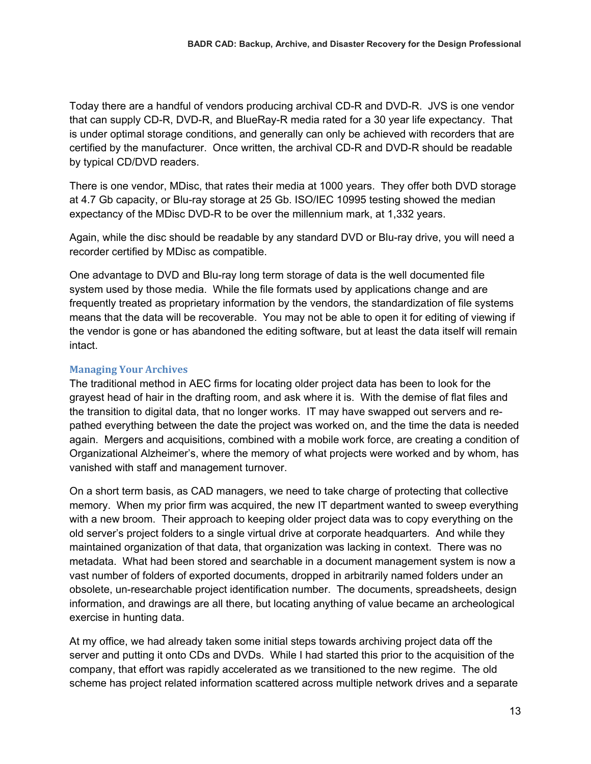Today there are a handful of vendors producing archival CD-R and DVD-R. JVS is one vendor that can supply CD-R, DVD-R, and BlueRay-R media rated for a 30 year life expectancy. That is under optimal storage conditions, and generally can only be achieved with recorders that are certified by the manufacturer. Once written, the archival CD-R and DVD-R should be readable by typical CD/DVD readers.

There is one vendor, MDisc, that rates their media at 1000 years. They offer both DVD storage at 4.7 Gb capacity, or Blu-ray storage at 25 Gb. ISO/IEC 10995 testing showed the median expectancy of the MDisc DVD-R to be over the millennium mark, at 1,332 years.

Again, while the disc should be readable by any standard DVD or Blu-ray drive, you will need a recorder certified by MDisc as compatible.

One advantage to DVD and Blu-ray long term storage of data is the well documented file system used by those media. While the file formats used by applications change and are frequently treated as proprietary information by the vendors, the standardization of file systems means that the data will be recoverable. You may not be able to open it for editing of viewing if the vendor is gone or has abandoned the editing software, but at least the data itself will remain intact.

### Managing Your Archives

The traditional method in AEC firms for locating older project data has been to look for the grayest head of hair in the drafting room, and ask where it is. With the demise of flat files and the transition to digital data, that no longer works. IT may have swapped out servers and re-pathed everything between the date the project was worked on, and the time the data is needed again. Mergers and acquisitions, combined with a mobile work force, are creating a condition of Organizational Alzheimer's, where the memory of what projects were worked and by whom, has vanished with staff and management turnover.

On a short term basis, as CAD managers, we need to take charge of protecting that collective memory. When my prior firm was acquired, the new IT department wanted to sweep everything with a new broom. Their approach to keeping older project data was to copy everything on the old server's project folders to a single virtual drive at corporate headquarters. And while they maintained organization of that data, that organization was lacking in context. There was no metadata. What had been stored and searchable in a document management system is now a vast number of folders of exported documents, dropped in arbitrarily named folders under an obsolete, un-researchable project identification number. The documents, spreadsheets, design information, and drawings are all there, but locating anything of value became an archeological exercise in hunting data.

At my office, we had already taken some initial steps towards archiving project data off the server and putting it onto CDs and DVDs. While I had started this prior to the acquisition of the company, that effort was rapidly accelerated as we transitioned to the new regime. The old scheme has project related information scattered across multiple network drives and a separate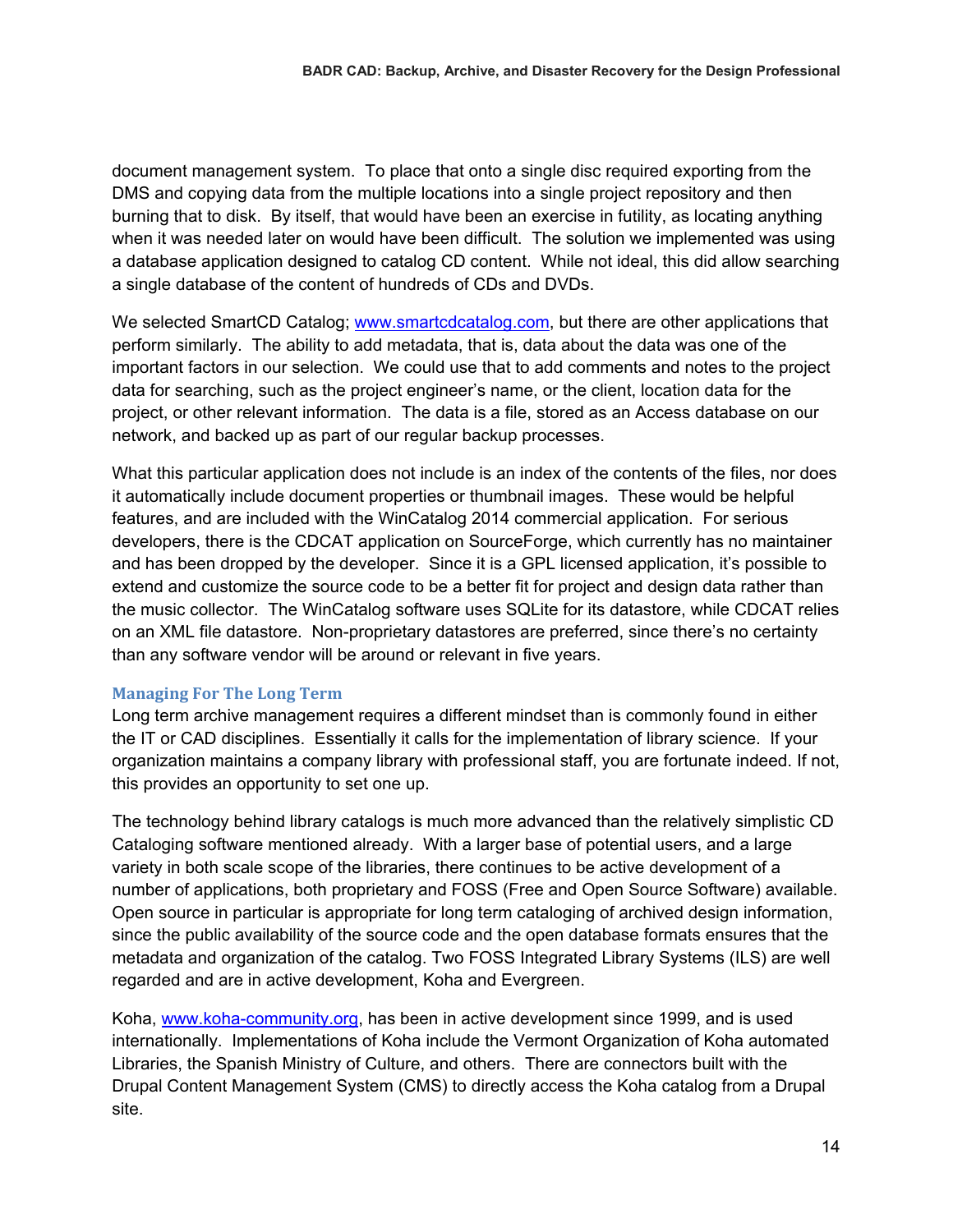document management system. To place that onto a single disc required exporting from the DMS and copying data from the multiple locations into a single project repository and then burning that to disk. By itself, that would have been an exercise in futility, as locating anything when it was needed later on would have been difficult. The solution we implemented was using a database application designed to catalog CD content. While not ideal, this did allow searching a single database of the content of hundreds of CDs and DVDs.

We selected SmartCD Catalog; www.smartcdcatalog.com, but there are other applications that perform similarly. The ability to add metadata, that is, data about the data was one of the important factors in our selection. We could use that to add comments and notes to the project data for searching, such as the project engineer's name, or the client, location data for the project, or other relevant information. The data is a file, stored as an Access database on our network, and backed up as part of our regular backup processes.

What this particular application does not include is an index of the contents of the files, nor does it automatically include document properties or thumbnail images. These would be helpful features, and are included with the WinCatalog 2014 commercial application. For serious developers, there is the CDCAT application on SourceForge, which currently has no maintainer and has been dropped by the developer. Since it is a GPL licensed application, it's possible to extend and customize the source code to be a better fit for project and design data rather than the music collector. The WinCatalog software uses SQLite for its datastore, while CDCAT relies on an XML file datastore. Non-proprietary datastores are preferred, since there's no certainty than any software vendor will be around or relevant in five years.

### Managing For The Long Term

Long term archive management requires a different mindset than is commonly found in either the IT or CAD disciplines. Essentially it calls for the implementation of library science. If your organization maintains a company library with professional staff, you are fortunate indeed. If not, this provides an opportunity to set one up.

The technology behind library catalogs is much more advanced than the relatively simplistic CD Cataloging software mentioned already. With a larger base of potential users, and a large variety in both scale scope of the libraries, there continues to be active development of a number of applications, both proprietary and FOSS (Free and Open Source Software) available. Open source in particular is appropriate for long term cataloging of archived design information, since the public availability of the source code and the open database formats ensures that the metadata and organization of the catalog. Two FOSS Integrated Library Systems (ILS) are well regarded and are in active development, Koha and Evergreen.

Koha, www.koha-community.org, has been in active development since 1999, and is used internationally. Implementations of Koha include the Vermont Organization of Koha automated Libraries, the Spanish Ministry of Culture, and others. There are connectors built with the Drupal Content Management System (CMS) to directly access the Koha catalog from a Drupal site.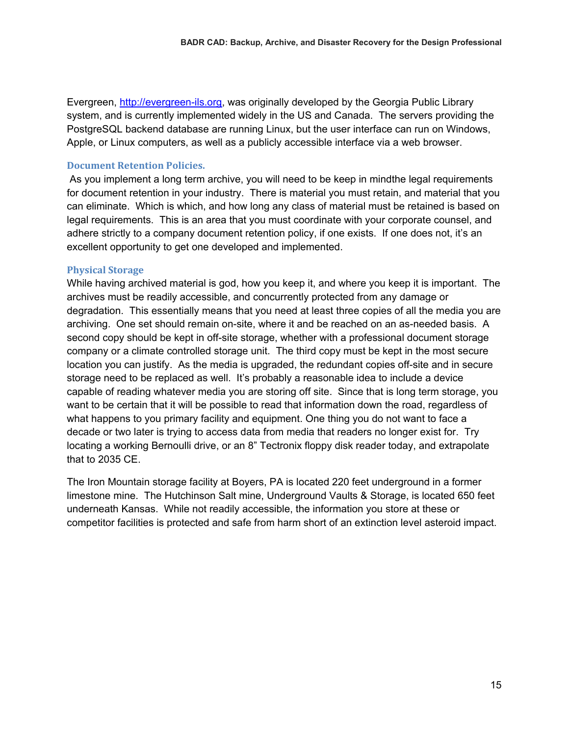Evergreen, [http://evergreen-ils.org](http://evergreen-ils.org), was originally developed by the Georgia Public Library system, and is currently implemented widely in the US and Canada. The servers providing the PostgreSQL backend database are running Linux, but the user interface can run on Windows, Apple, or Linux computers, as well as a publicly accessible interface via a web browser.

### Document Retention Policies.

As you implement a long term archive, you will need to be keep in mindthe legal requirements for document retention in your industry. There is material you must retain, and material that you can eliminate. Which is which, and how long any class of material must be retained is based on legal requirements. This is an area that you must coordinate with your corporate counsel, and adhere strictly to a company document retention policy, if one exists. If one does not, it's an excellent opportunity to get one developed and implemented.

### Physical Storage

While having archived material is god, how you keep it, and where you keep it is important. The archives must be readily accessible, and concurrently protected from any damage or degradation. This essentially means that you need at least three copies of all the media you are archiving. One set should remain on-site, where it and be reached on an as-needed basis. A second copy should be kept in off-site storage, whether with a professional document storage company or a climate controlled storage unit. The third copy must be kept in the most secure location you can justify. As the media is upgraded, the redundant copies off-site and in secure storage need to be replaced as well. It's probably a reasonable idea to include a device capable of reading whatever media you are storing off site. Since that is long term storage, you want to be certain that it will be possible to read that information down the road, regardless of what happens to you primary facility and equipment. One thing you do not want to face a decade or two later is trying to access data from media that readers no longer exist for. Try locating a working Bernoulli drive, or an 8" Tectronix floppy disk reader today, and extrapolate that to 2035 CE.

The Iron Mountain storage facility at Boyers, PA is located 220 feet underground in a former limestone mine. The Hutchinson Salt mine, Underground Vaults & Storage, is located 650 feet underneath Kansas. While not readily accessible, the information you store at these or competitor facilities is protected and safe from harm short of an extinction level asteroid impact.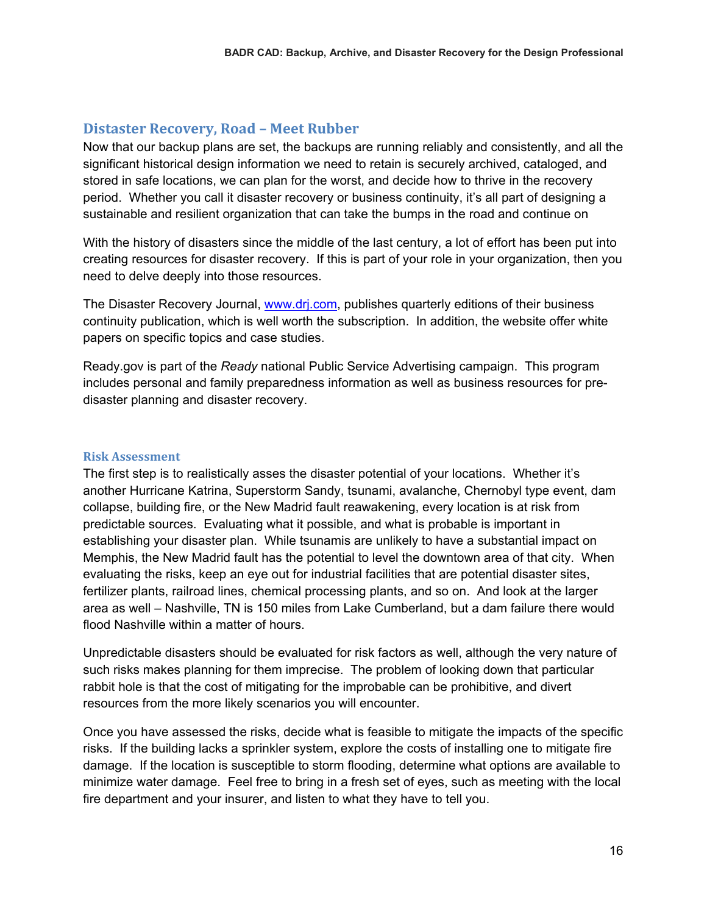## Distaster Recovery, Road – Meet Rubber

Now that our backup plans are set, the backups are running reliably and consistently, and all the significant historical design information we need to retain is securely archived, cataloged, and stored in safe locations, we can plan for the worst, and decide how to thrive in the recovery period. Whether you call it disaster recovery or business continuity, it's all part of designing a sustainable and resilient organization that can take the bumps in the road and continue on

With the history of disasters since the middle of the last century, a lot of effort has been put into creating resources for disaster recovery. If this is part of your role in your organization, then you need to delve deeply into those resources.

The Disaster Recovery Journal, www.drj.com, publishes quarterly editions of their business continuity publication, which is well worth the subscription. In addition, the website offer white papers on specific topics and case studies.

Ready.gov is part of the *Ready* national Public Service Advertising campaign. This program includes personal and family preparedness information as well as business resources for pre-disaster planning and disaster recovery.

### Risk Assessment

The first step is to realistically asses the disaster potential of your locations. Whether it's another Hurricane Katrina, Superstorm Sandy, tsunami, avalanche, Chernobyl type event, dam collapse, building fire, or the New Madrid fault reawakening, every location is at risk from predictable sources. Evaluating what it possible, and what is probable is important in establishing your disaster plan. While tsunamis are unlikely to have a substantial impact on Memphis, the New Madrid fault has the potential to level the downtown area of that city. When evaluating the risks, keep an eye out for industrial facilities that are potential disaster sites, fertilizer plants, railroad lines, chemical processing plants, and so on. And look at the larger area as well – Nashville, TN is 150 miles from Lake Cumberland, but a dam failure there would flood Nashville within a matter of hours.

Unpredictable disasters should be evaluated for risk factors as well, although the very nature of such risks makes planning for them imprecise. The problem of looking down that particular rabbit hole is that the cost of mitigating for the improbable can be prohibitive, and divert resources from the more likely scenarios you will encounter.

Once you have assessed the risks, decide what is feasible to mitigate the impacts of the specific risks. If the building lacks a sprinkler system, explore the costs of installing one to mitigate fire damage. If the location is susceptible to storm flooding, determine what options are available to minimize water damage. Feel free to bring in a fresh set of eyes, such as meeting with the local fire department and your insurer, and listen to what they have to tell you.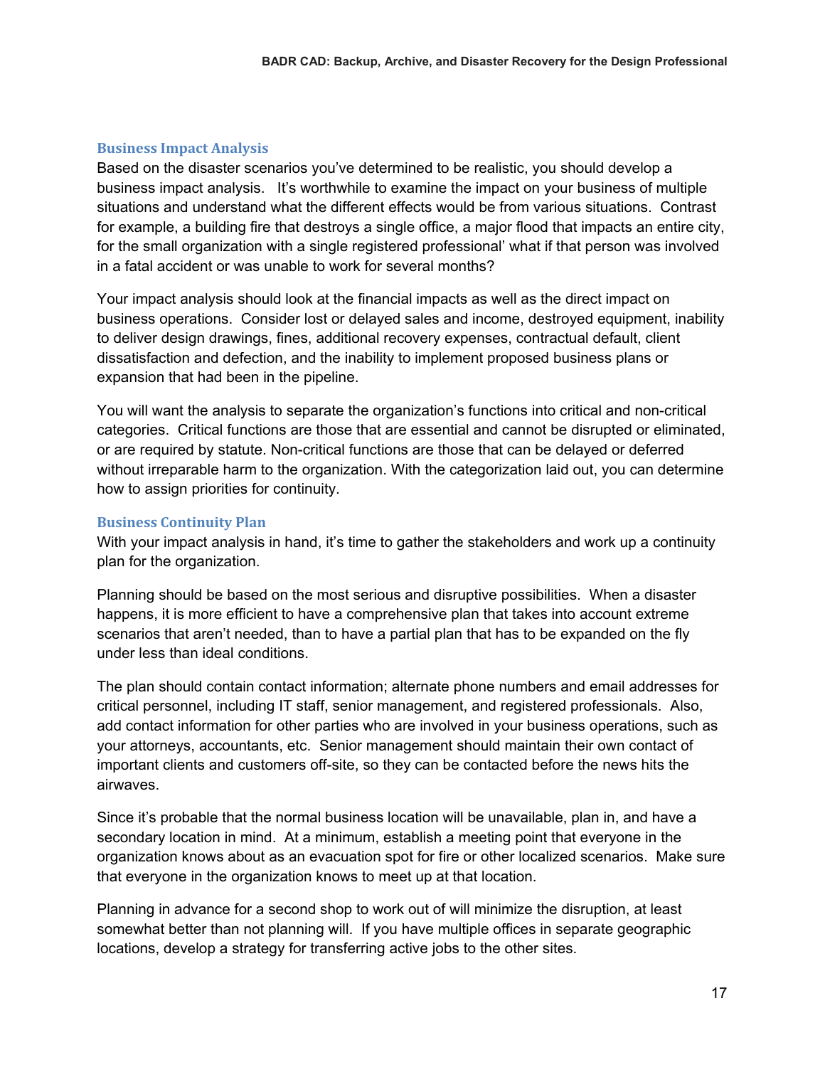### Business Impact Analysis

Based on the disaster scenarios you've determined to be realistic, you should develop a business impact analysis. It's worthwhile to examine the impact on your business of multiple situations and understand what the different effects would be from various situations. Contrast for example, a building fire that destroys a single office, a major flood that impacts an entire city, for the small organization with a single registered professional' what if that person was involved in a fatal accident or was unable to work for several months?

Your impact analysis should look at the financial impacts as well as the direct impact on business operations. Consider lost or delayed sales and income, destroyed equipment, inability to deliver design drawings, fines, additional recovery expenses, contractual default, client dissatisfaction and defection, and the inability to implement proposed business plans or expansion that had been in the pipeline.

You will want the analysis to separate the organization's functions into critical and non-critical categories. Critical functions are those that are essential and cannot be disrupted or eliminated, or are required by statute. Non-critical functions are those that can be delayed or deferred without irreparable harm to the organization. With the categorization laid out, you can determine how to assign priorities for continuity.

### Business Continuity Plan

With your impact analysis in hand, it's time to gather the stakeholders and work up a continuity plan for the organization.

Planning should be based on the most serious and disruptive possibilities. When a disaster happens, it is more efficient to have a comprehensive plan that takes into account extreme scenarios that aren't needed, than to have a partial plan that has to be expanded on the fly under less than ideal conditions.

The plan should contain contact information; alternate phone numbers and email addresses for critical personnel, including IT staff, senior management, and registered professionals. Also, add contact information for other parties who are involved in your business operations, such as your attorneys, accountants, etc. Senior management should maintain their own contact of important clients and customers off-site, so they can be contacted before the news hits the airwaves.

Since it's probable that the normal business location will be unavailable, plan in, and have a secondary location in mind. At a minimum, establish a meeting point that everyone in the organization knows about as an evacuation spot for fire or other localized scenarios. Make sure that everyone in the organization knows to meet up at that location.

Planning in advance for a second shop to work out of will minimize the disruption, at least somewhat better than not planning will. If you have multiple offices in separate geographic locations, develop a strategy for transferring active jobs to the other sites.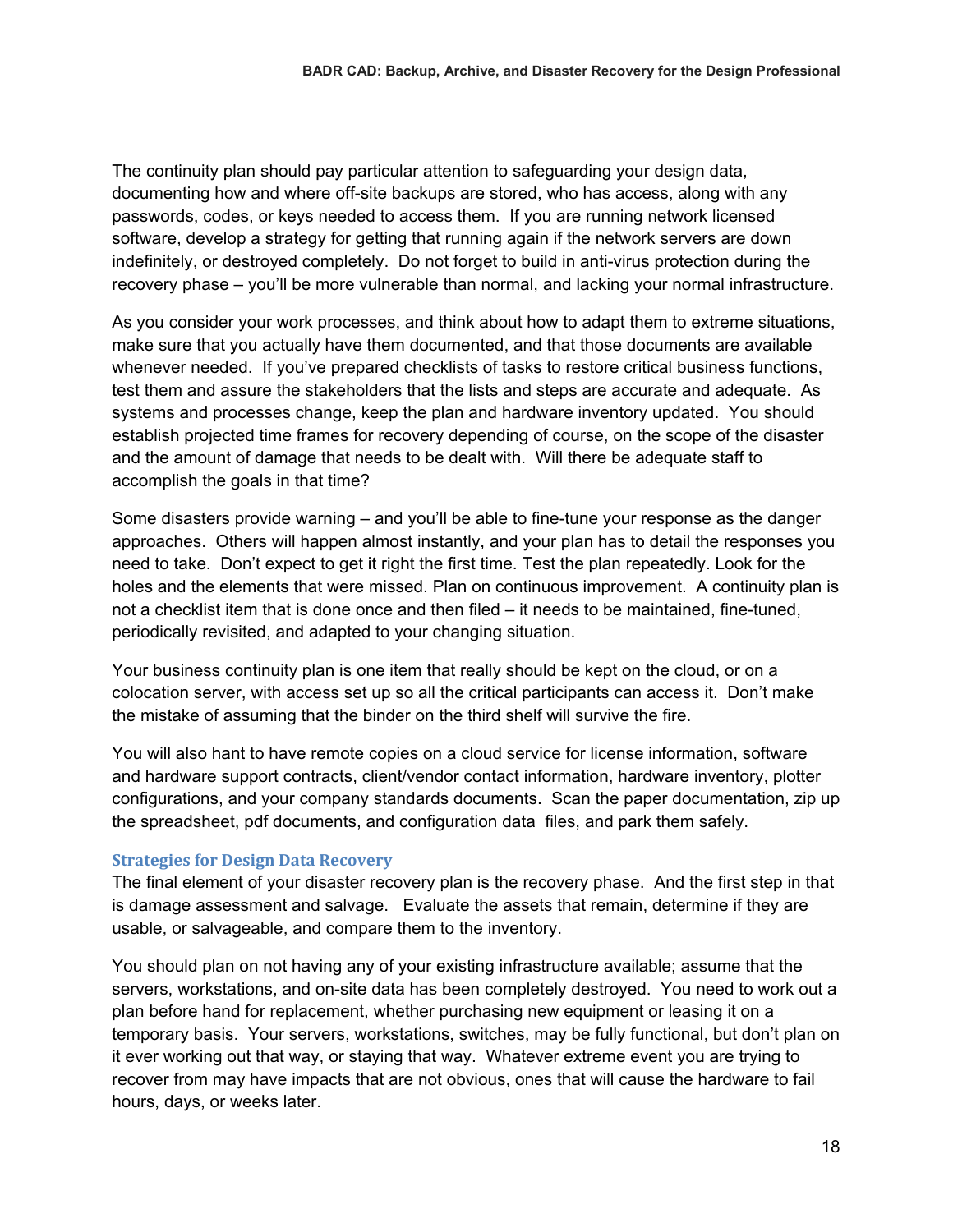The continuity plan should pay particular attention to safeguarding your design data, documenting how and where off-site backups are stored, who has access, along with any passwords, codes, or keys needed to access them. If you are running network licensed software, develop a strategy for getting that running again if the network servers are down indefinitely, or destroyed completely. Do not forget to build in anti-virus protection during the recovery phase – you'll be more vulnerable than normal, and lacking your normal infrastructure.

As you consider your work processes, and think about how to adapt them to extreme situations, make sure that you actually have them documented, and that those documents are available whenever needed. If you've prepared checklists of tasks to restore critical business functions, test them and assure the stakeholders that the lists and steps are accurate and adequate. As systems and processes change, keep the plan and hardware inventory updated. You should establish projected time frames for recovery depending of course, on the scope of the disaster and the amount of damage that needs to be dealt with. Will there be adequate staff to accomplish the goals in that time?

Some disasters provide warning – and you'll be able to fine-tune your response as the danger approaches. Others will happen almost instantly, and your plan has to detail the responses you need to take. Don't expect to get it right the first time. Test the plan repeatedly. Look for the holes and the elements that were missed. Plan on continuous improvement. A continuity plan is not a checklist item that is done once and then filed – it needs to be maintained, fine-tuned, periodically revisited, and adapted to your changing situation.

Your business continuity plan is one item that really should be kept on the cloud, or on a colocation server, with access set up so all the critical participants can access it. Don't make the mistake of assuming that the binder on the third shelf will survive the fire.

You will also hant to have remote copies on a cloud service for license information, software and hardware support contracts, client/vendor contact information, hardware inventory, plotter configurations, and your company standards documents. Scan the paper documentation, zip up the spreadsheet, pdf documents, and configuration data files, and park them safely.

### Strategies for Design Data Recovery

The final element of your disaster recovery plan is the recovery phase. And the first step in that is damage assessment and salvage. Evaluate the assets that remain, determine if they are usable, or salvageable, and compare them to the inventory.

You should plan on not having any of your existing infrastructure available; assume that the servers, workstations, and on-site data has been completely destroyed. You need to work out a plan before hand for replacement, whether purchasing new equipment or leasing it on a temporary basis. Your servers, workstations, switches, may be fully functional, but don't plan on it ever working out that way, or staying that way. Whatever extreme event you are trying to recover from may have impacts that are not obvious, ones that will cause the hardware to fail hours, days, or weeks later.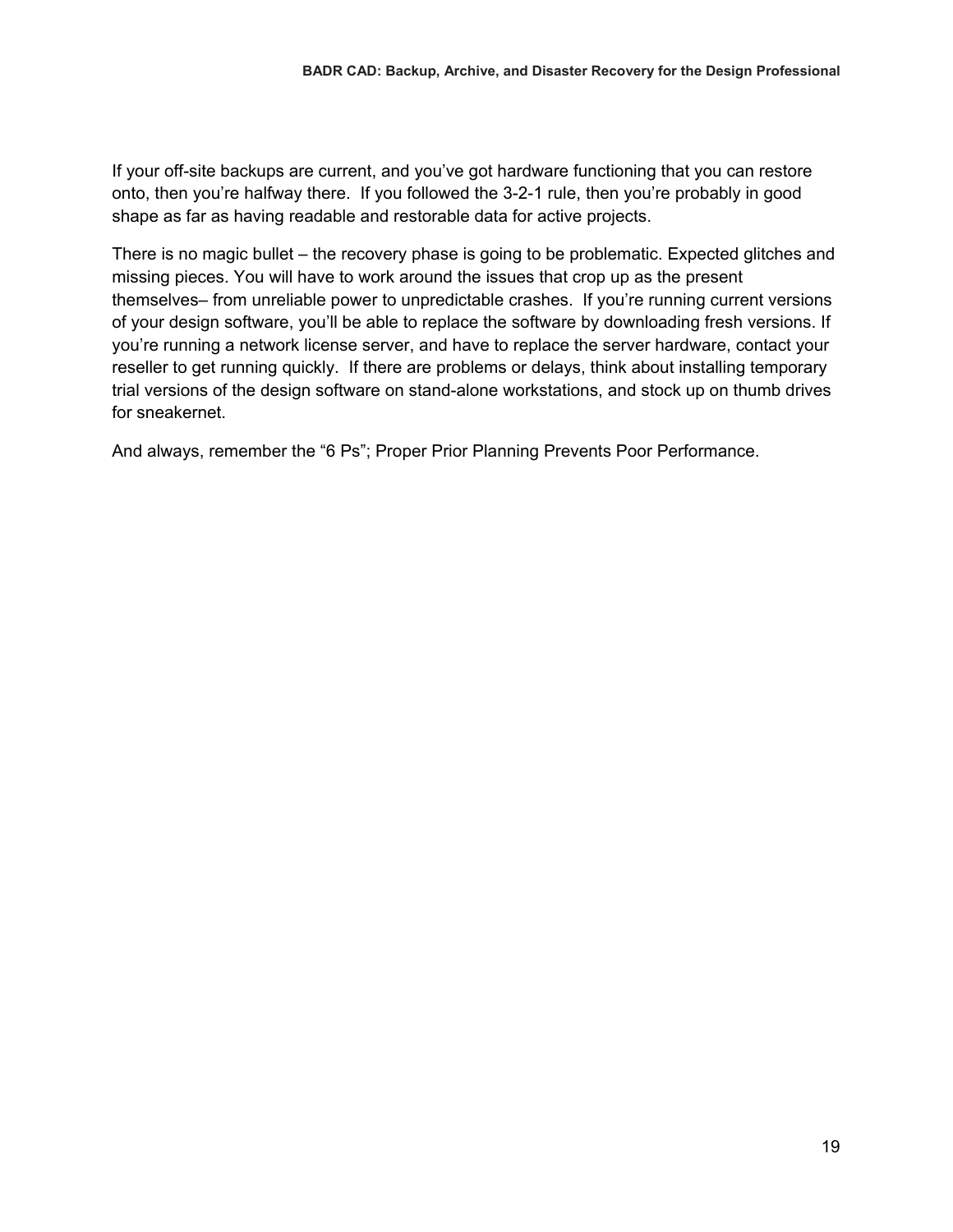If your off-site backups are current, and you've got hardware functioning that you can restore onto, then you're halfway there. If you followed the 3-2-1 rule, then you're probably in good shape as far as having readable and restorable data for active projects.

There is no magic bullet – the recovery phase is going to be problematic. Expected glitches and missing pieces. You will have to work around the issues that crop up as the present themselves– from unreliable power to unpredictable crashes. If you're running current versions of your design software, you'll be able to replace the software by downloading fresh versions. If you're running a network license server, and have to replace the server hardware, contact your reseller to get running quickly. If there are problems or delays, think about installing temporary trial versions of the design software on stand-alone workstations, and stock up on thumb drives for sneakernet.

And always, remember the "6 Ps"; Proper Prior Planning Prevents Poor Performance.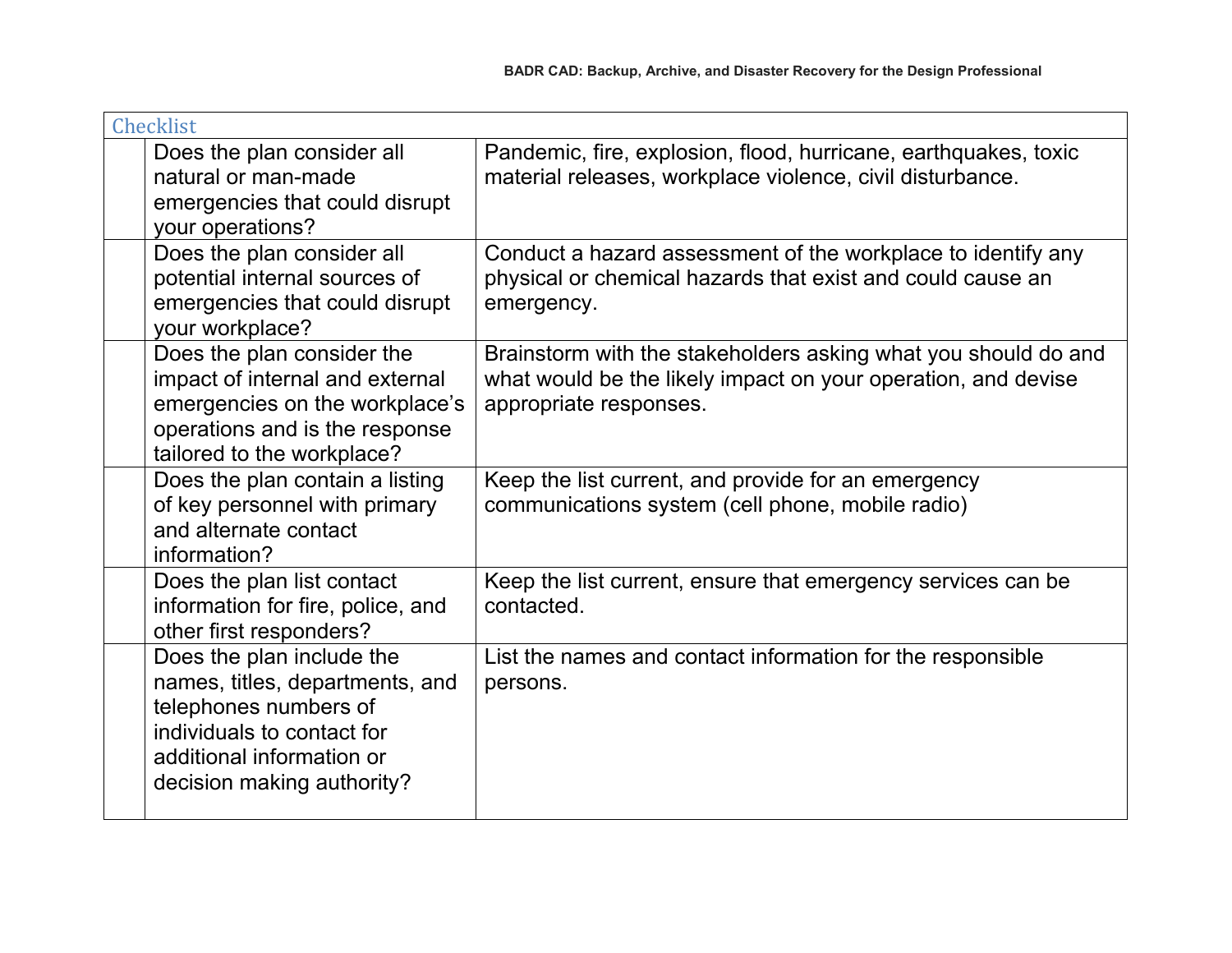| Checklist | | |
|---|---|---|
| | Does the plan consider all natural or man-made emergencies that could disrupt your operations? | Pandemic, fire, explosion, flood, hurricane, earthquakes, toxic material releases, workplace violence, civil disturbance. |
| | Does the plan consider all potential internal sources of emergencies that could disrupt your workplace? | Conduct a hazard assessment of the workplace to identify any physical or chemical hazards that exist and could cause an emergency. |
| | Does the plan consider the impact of internal and external emergencies on the workplace's operations and is the response tailored to the workplace? | Brainstorm with the stakeholders asking what you should do and what would be the likely impact on your operation, and devise appropriate responses. |
| | Does the plan contain a listing of key personnel with primary and alternate contact information? | Keep the list current, and provide for an emergency communications system (cell phone, mobile radio) |
| | Does the plan list contact information for fire, police, and other first responders? | Keep the list current, ensure that emergency services can be contacted. |
| | Does the plan include the names, titles, departments, and telephones numbers of individuals to contact for additional information or decision making authority? | List the names and contact information for the responsible persons. |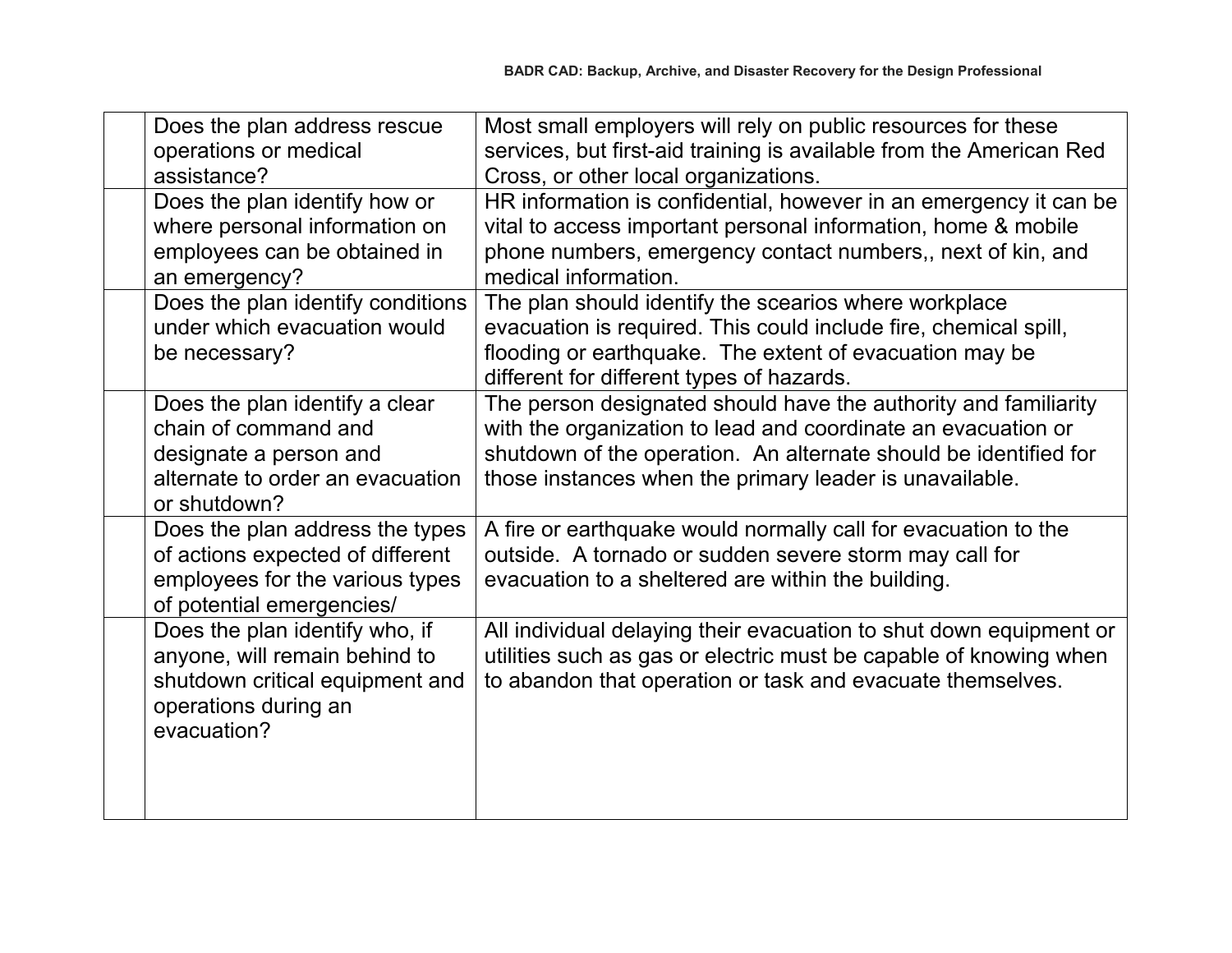| | | |
|---|---|---|
| | Does the plan address rescue operations or medical assistance? | Most small employers will rely on public resources for these services, but first-aid training is available from the American Red Cross, or other local organizations. |
| | Does the plan identify how or where personal information on employees can be obtained in an emergency? | HR information is confidential, however in an emergency it can be vital to access important personal information, home & mobile phone numbers, emergency contact numbers,, next of kin, and medical information. |
| | Does the plan identify conditions under which evacuation would be necessary? | The plan should identify the scearios where workplace evacuation is required. This could include fire, chemical spill, flooding or earthquake. The extent of evacuation may be different for different types of hazards. |
| | Does the plan identify a clear chain of command and designate a person and alternate to order an evacuation or shutdown? | The person designated should have the authority and familiarity with the organization to lead and coordinate an evacuation or shutdown of the operation. An alternate should be identified for those instances when the primary leader is unavailable. |
| | Does the plan address the types of actions expected of different employees for the various types of potential emergencies/ | A fire or earthquake would normally call for evacuation to the outside. A tornado or sudden severe storm may call for evacuation to a sheltered are within the building. |
| | Does the plan identify who, if anyone, will remain behind to shutdown critical equipment and operations during an evacuation? | All individual delaying their evacuation to shut down equipment or utilities such as gas or electric must be capable of knowing when to abandon that operation or task and evacuate themselves. |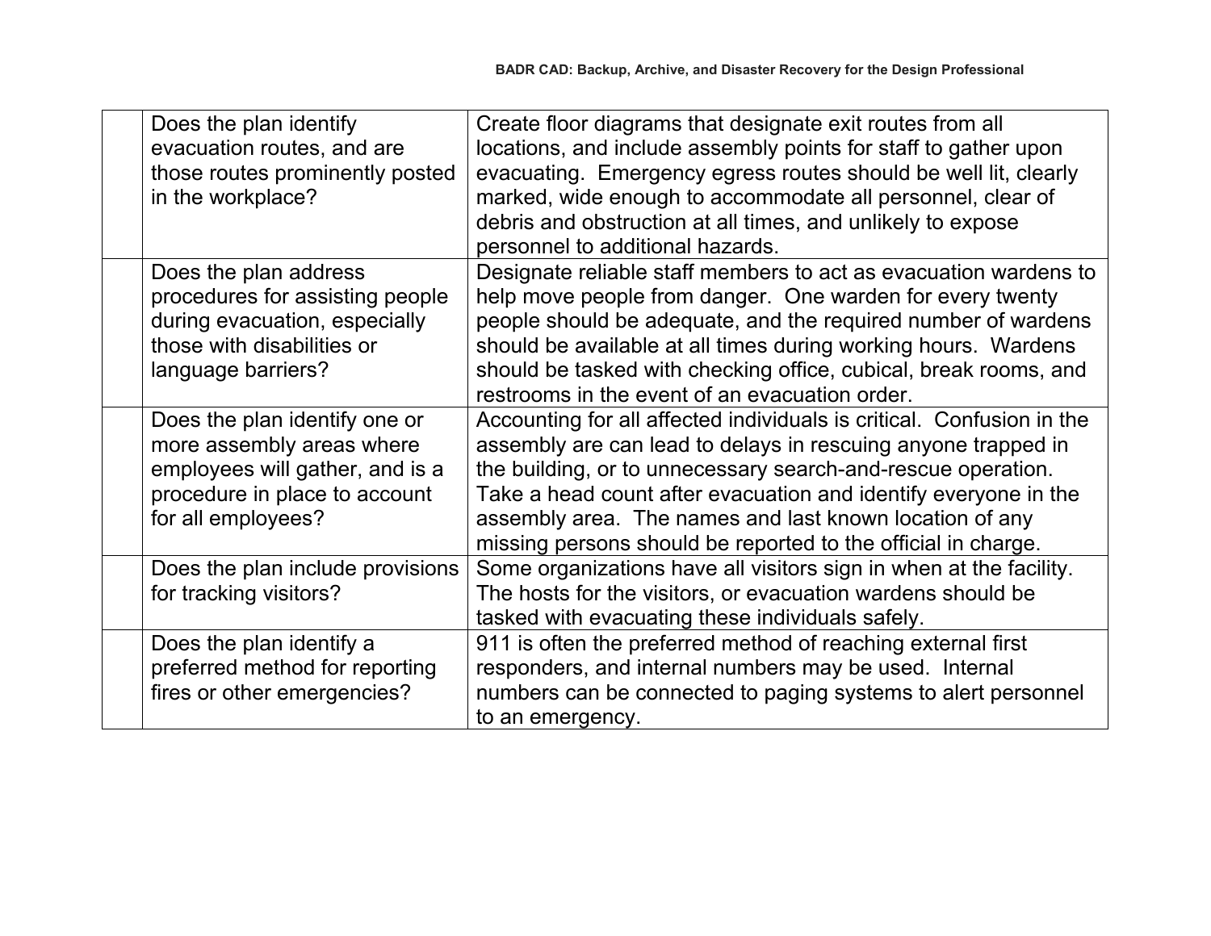|  | Does the plan identify evacuation routes, and are those routes prominently posted in the workplace? | Create floor diagrams that designate exit routes from all locations, and include assembly points for staff to gather upon evacuating. Emergency egress routes should be well lit, clearly marked, wide enough to accommodate all personnel, clear of debris and obstruction at all times, and unlikely to expose personnel to additional hazards. |
|---|---|---|
|  | Does the plan address procedures for assisting people during evacuation, especially those with disabilities or language barriers? | Designate reliable staff members to act as evacuation wardens to help move people from danger. One warden for every twenty people should be adequate, and the required number of wardens should be available at all times during working hours. Wardens should be tasked with checking office, cubical, break rooms, and restrooms in the event of an evacuation order. |
|  | Does the plan identify one or more assembly areas where employees will gather, and is a procedure in place to account for all employees? | Accounting for all affected individuals is critical. Confusion in the assembly are can lead to delays in rescuing anyone trapped in the building, or to unnecessary search-and-rescue operation. Take a head count after evacuation and identify everyone in the assembly area. The names and last known location of any missing persons should be reported to the official in charge. |
|  | Does the plan include provisions for tracking visitors? | Some organizations have all visitors sign in when at the facility. The hosts for the visitors, or evacuation wardens should be tasked with evacuating these individuals safely. |
|  | Does the plan identify a preferred method for reporting fires or other emergencies? | 911 is often the preferred method of reaching external first responders, and internal numbers may be used. Internal numbers can be connected to paging systems to alert personnel to an emergency. |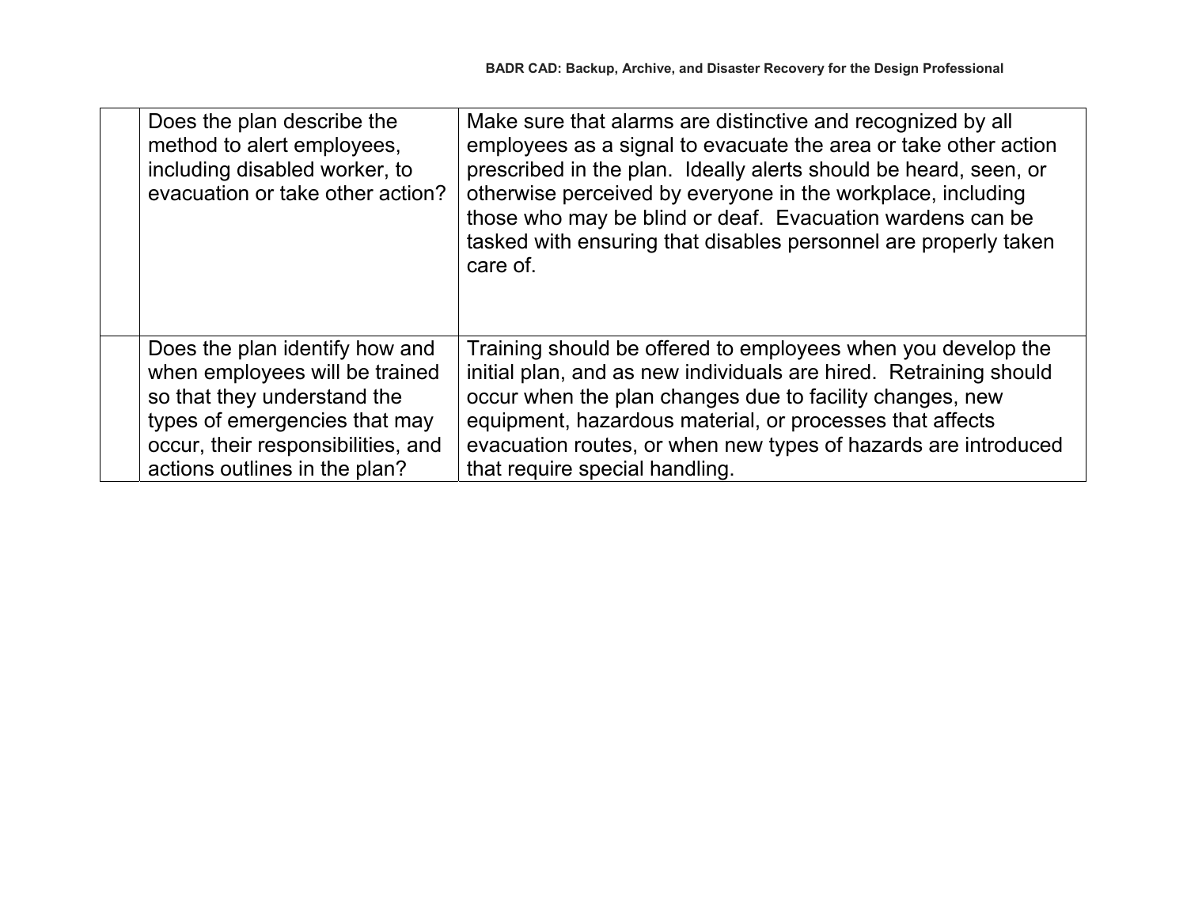| | | |
|---|---|---|
| | Does the plan describe the method to alert employees, including disabled worker, to evacuation or take other action? | Make sure that alarms are distinctive and recognized by all employees as a signal to evacuate the area or take other action prescribed in the plan. Ideally alerts should be heard, seen, or otherwise perceived by everyone in the workplace, including those who may be blind or deaf. Evacuation wardens can be tasked with ensuring that disables personnel are properly taken care of. |
| | Does the plan identify how and when employees will be trained so that they understand the types of emergencies that may occur, their responsibilities, and actions outlines in the plan? | Training should be offered to employees when you develop the initial plan, and as new individuals are hired. Retraining should occur when the plan changes due to facility changes, new equipment, hazardous material, or processes that affects evacuation routes, or when new types of hazards are introduced that require special handling. |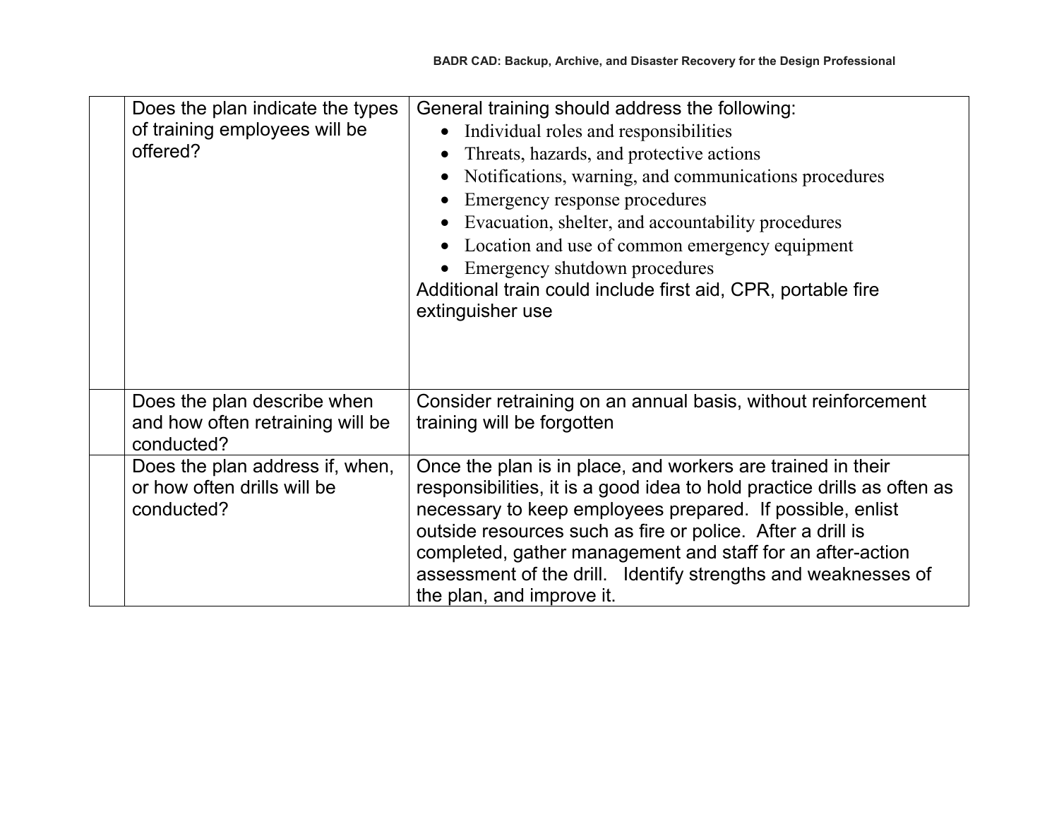| | | |
|---|---|---|
| | Does the plan indicate the types of training employees will be offered? | General training should address the following:<br>• Individual roles and responsibilities<br>• Threats, hazards, and protective actions<br>• Notifications, warning, and communications procedures<br>• Emergency response procedures<br>• Evacuation, shelter, and accountability procedures<br>• Location and use of common emergency equipment<br>• Emergency shutdown procedures<br>Additional train could include first aid, CPR, portable fire extinguisher use |
| | Does the plan describe when and how often retraining will be conducted? | Consider retraining on an annual basis, without reinforcement training will be forgotten |
| | Does the plan address if, when, or how often drills will be conducted? | Once the plan is in place, and workers are trained in their responsibilities, it is a good idea to hold practice drills as often as necessary to keep employees prepared. If possible, enlist outside resources such as fire or police. After a drill is completed, gather management and staff for an after-action assessment of the drill. Identify strengths and weaknesses of the plan, and improve it. |